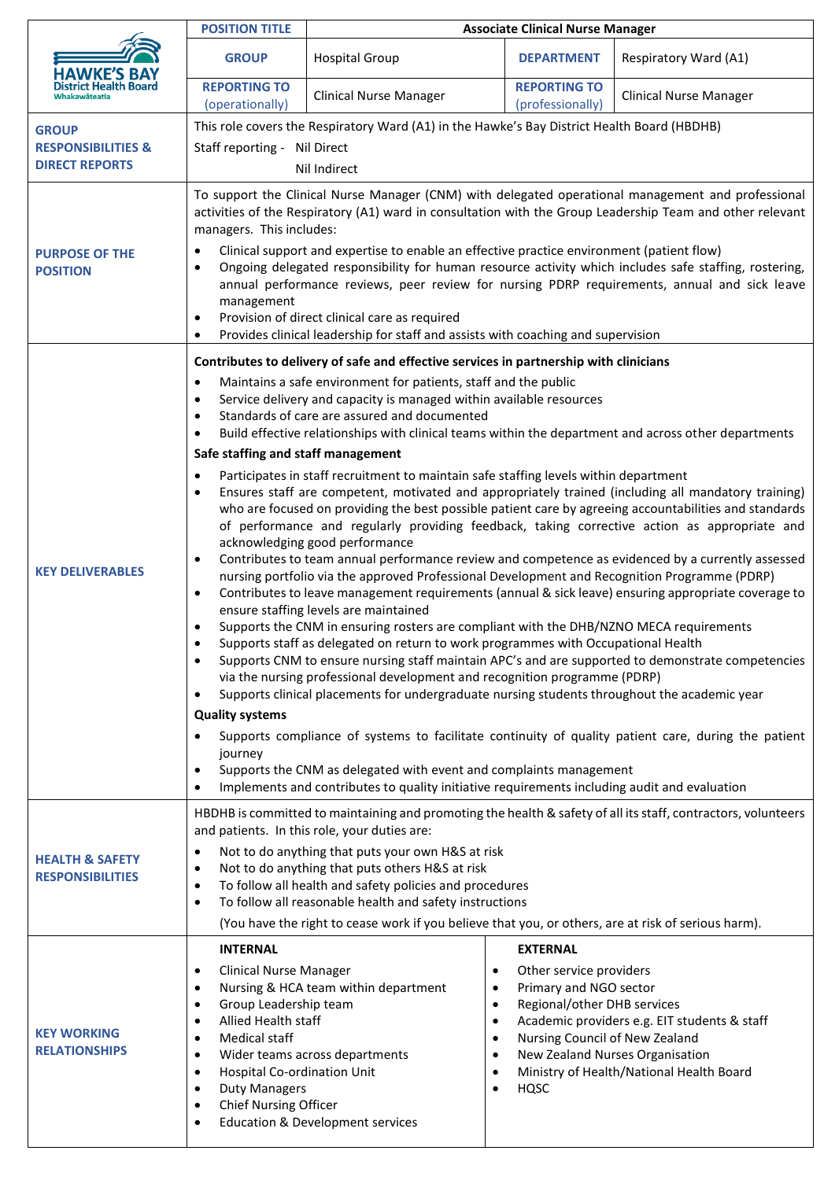| HAWKE'S BAY District Health Board Whakawāteatia | POSITION TITLE | Associate Clinical Nurse Manager | | |
|---|---|---|---|---|
| | GROUP | Hospital Group | DEPARTMENT | Respiratory Ward (A1) |
| | REPORTING TO (operationally) | Clinical Nurse Manager | REPORTING TO (professionally) | Clinical Nurse Manager |

**GROUP RESPONSIBILITIES & DIRECT REPORTS**

This role covers the Respiratory Ward (A1) in the Hawke's Bay District Health Board (HBDHB)

Staff reporting - Nil Direct
Nil Indirect

**PURPOSE OF THE POSITION**

To support the Clinical Nurse Manager (CNM) with delegated operational management and professional activities of the Respiratory (A1) ward in consultation with the Group Leadership Team and other relevant managers. This includes:

- Clinical support and expertise to enable an effective practice environment (patient flow)
- Ongoing delegated responsibility for human resource activity which includes safe staffing, rostering, annual performance reviews, peer review for nursing PDRP requirements, annual and sick leave management
- Provision of direct clinical care as required
- Provides clinical leadership for staff and assists with coaching and supervision

**KEY DELIVERABLES**

**Contributes to delivery of safe and effective services in partnership with clinicians**

- Maintains a safe environment for patients, staff and the public
- Service delivery and capacity is managed within available resources
- Standards of care are assured and documented
- Build effective relationships with clinical teams within the department and across other departments

**Safe staffing and staff management**

- Participates in staff recruitment to maintain safe staffing levels within department
- Ensures staff are competent, motivated and appropriately trained (including all mandatory training) who are focused on providing the best possible patient care by agreeing accountabilities and standards of performance and regularly providing feedback, taking corrective action as appropriate and acknowledging good performance
- Contributes to team annual performance review and competence as evidenced by a currently assessed nursing portfolio via the approved Professional Development and Recognition Programme (PDRP)
- Contributes to leave management requirements (annual & sick leave) ensuring appropriate coverage to ensure staffing levels are maintained
- Supports the CNM in ensuring rosters are compliant with the DHB/NZNO MECA requirements
- Supports staff as delegated on return to work programmes with Occupational Health
- Supports CNM to ensure nursing staff maintain APC's and are supported to demonstrate competencies via the nursing professional development and recognition programme (PDRP)
- Supports clinical placements for undergraduate nursing students throughout the academic year

**Quality systems**

- Supports compliance of systems to facilitate continuity of quality patient care, during the patient journey
- Supports the CNM as delegated with event and complaints management
- Implements and contributes to quality initiative requirements including audit and evaluation

**HEALTH & SAFETY RESPONSIBILITIES**

HBDHB is committed to maintaining and promoting the health & safety of all its staff, contractors, volunteers and patients. In this role, your duties are:

- Not to do anything that puts your own H&S at risk
- Not to do anything that puts others H&S at risk
- To follow all health and safety policies and procedures
- To follow all reasonable health and safety instructions

(You have the right to cease work if you believe that you, or others, are at risk of serious harm).

**KEY WORKING RELATIONSHIPS**

| INTERNAL | EXTERNAL |
|---|---|
| Clinical Nurse Manager | Other service providers |
| Nursing & HCA team within department | Primary and NGO sector |
| Group Leadership team | Regional/other DHB services |
| Allied Health staff | Academic providers e.g. EIT students & staff |
| Medical staff | Nursing Council of New Zealand |
| Wider teams across departments | New Zealand Nurses Organisation |
| Hospital Co-ordination Unit | Ministry of Health/National Health Board |
| Duty Managers | HQSC |
| Chief Nursing Officer | |
| Education & Development services | |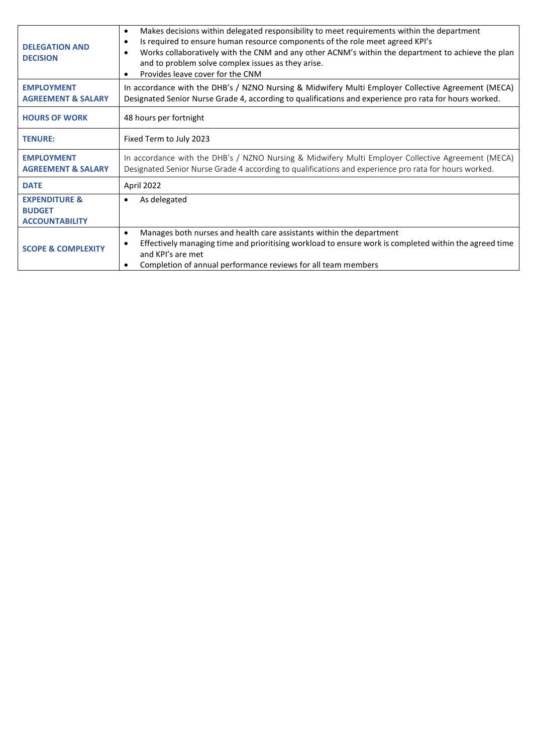| | |
|---|---|
| **DELEGATION AND DECISION** | • Makes decisions within delegated responsibility to meet requirements within the department<br>• Is required to ensure human resource components of the role meet agreed KPI's<br>• Works collaboratively with the CNM and any other ACNM's within the department to achieve the plan and to problem solve complex issues as they arise.<br>• Provides leave cover for the CNM |
| **EMPLOYMENT AGREEMENT & SALARY** | In accordance with the DHB's / NZNO Nursing & Midwifery Multi Employer Collective Agreement (MECA) Designated Senior Nurse Grade 4, according to qualifications and experience pro rata for hours worked. |
| **HOURS OF WORK** | 48 hours per fortnight |
| **TENURE:** | Fixed Term to July 2023 |
| **EMPLOYMENT AGREEMENT & SALARY** | In accordance with the DHB's / NZNO Nursing & Midwifery Multi Employer Collective Agreement (MECA) Designated Senior Nurse Grade 4 according to qualifications and experience pro rata for hours worked. |
| **DATE** | April 2022 |
| **EXPENDITURE & BUDGET ACCOUNTABILITY** | • As delegated |
| **SCOPE & COMPLEXITY** | • Manages both nurses and health care assistants within the department<br>• Effectively managing time and prioritising workload to ensure work is completed within the agreed time and KPI's are met<br>• Completion of annual performance reviews for all team members |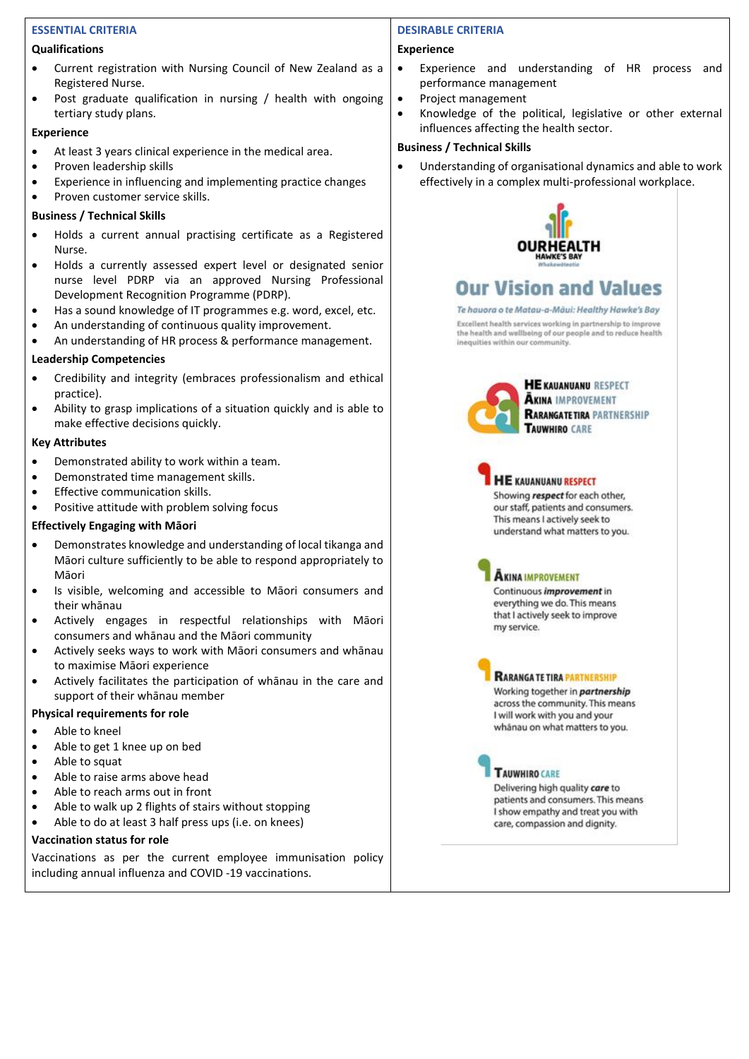## ESSENTIAL CRITERIA

### Qualifications

- Current registration with Nursing Council of New Zealand as a Registered Nurse.
- Post graduate qualification in nursing / health with ongoing tertiary study plans.

### Experience

- At least 3 years clinical experience in the medical area.
- Proven leadership skills
- Experience in influencing and implementing practice changes
- Proven customer service skills.

### Business / Technical Skills

- Holds a current annual practising certificate as a Registered Nurse.
- Holds a currently assessed expert level or designated senior nurse level PDRP via an approved Nursing Professional Development Recognition Programme (PDRP).
- Has a sound knowledge of IT programmes e.g. word, excel, etc.
- An understanding of continuous quality improvement.
- An understanding of HR process & performance management.

### Leadership Competencies

- Credibility and integrity (embraces professionalism and ethical practice).
- Ability to grasp implications of a situation quickly and is able to make effective decisions quickly.

### Key Attributes

- Demonstrated ability to work within a team.
- Demonstrated time management skills.
- Effective communication skills.
- Positive attitude with problem solving focus

### Effectively Engaging with Māori

- Demonstrates knowledge and understanding of local tikanga and Māori culture sufficiently to be able to respond appropriately to Māori
- Is visible, welcoming and accessible to Māori consumers and their whānau
- Actively engages in respectful relationships with Māori consumers and whānau and the Māori community
- Actively seeks ways to work with Māori consumers and whānau to maximise Māori experience
- Actively facilitates the participation of whānau in the care and support of their whānau member

### Physical requirements for role

- Able to kneel
- Able to get 1 knee up on bed
- Able to squat
- Able to raise arms above head
- Able to reach arms out in front
- Able to walk up 2 flights of stairs without stopping
- Able to do at least 3 half press ups (i.e. on knees)

### Vaccination status for role

Vaccinations as per the current employee immunisation policy including annual influenza and COVID -19 vaccinations.

## DESIRABLE CRITERIA

### Experience

- Experience and understanding of HR process and performance management
- Project management
- Knowledge of the political, legislative or other external influences affecting the health sector.

### Business / Technical Skills

- Understanding of organisational dynamics and able to work effectively in a complex multi-professional workplace.

OURHEALTH HAWKE'S BAY Whakawāteatia

## Our Vision and Values

*Te hauora o te Matau-a-Māui: Healthy Hawke's Bay*

Excellent health services working in partnership to improve the health and wellbeing of our people and to reduce health inequities within our community.

**HE KAUANUANU** RESPECT
**ĀKINA** IMPROVEMENT
**RARANGA TE TIRA** PARTNERSHIP
**TAUWHIRO** CARE

**HE KAUANUANU RESPECT**
Showing ***respect*** for each other, our staff, patients and consumers. This means I actively seek to understand what matters to you.

**ĀKINA IMPROVEMENT**
Continuous ***improvement*** in everything we do. This means that I actively seek to improve my service.

**RARANGA TE TIRA PARTNERSHIP**
Working together in ***partnership*** across the community. This means I will work with you and your whānau on what matters to you.

**TAUWHIRO CARE**
Delivering high quality ***care*** to patients and consumers. This means I show empathy and treat you with care, compassion and dignity.